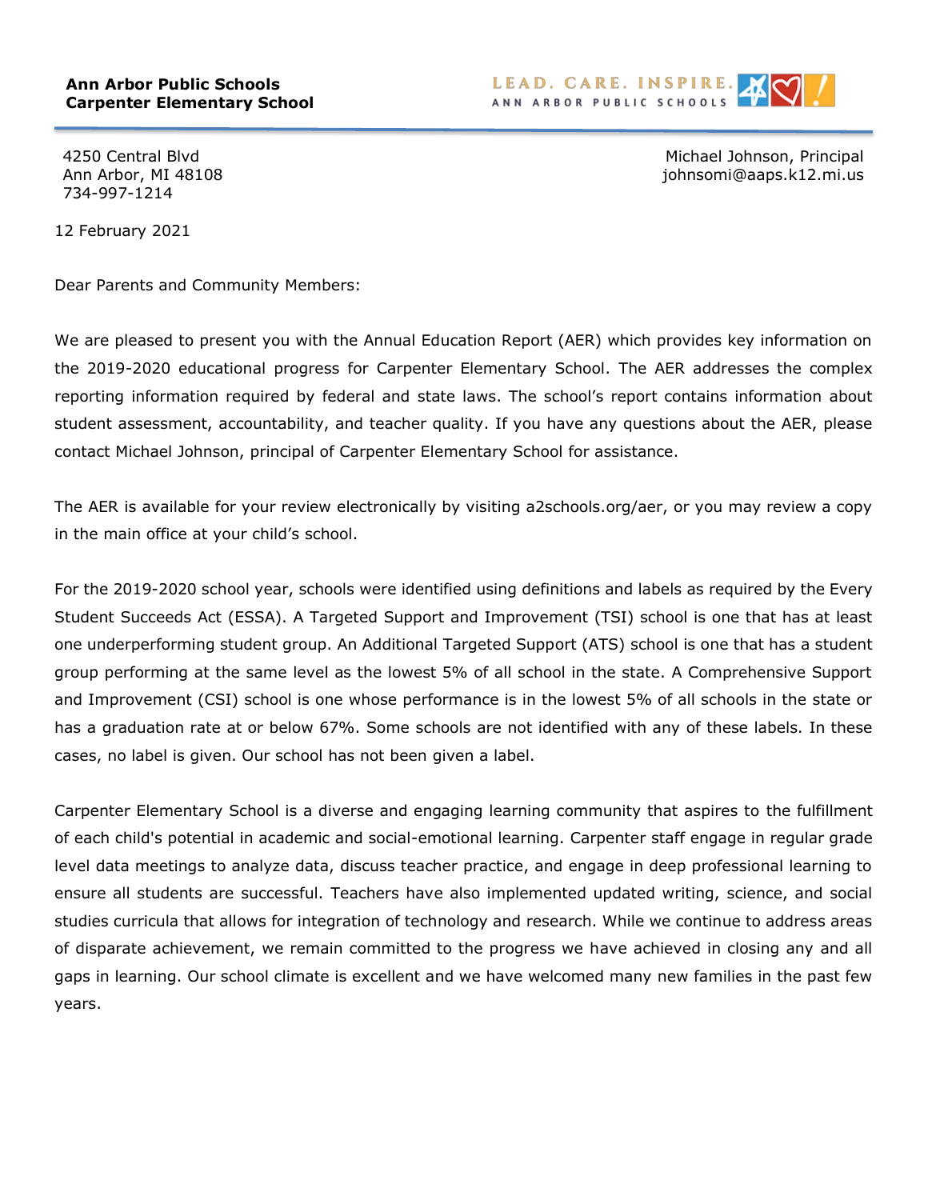**Ann Arbor Public Schools**
**Carpenter Elementary School**

LEAD. CARE. INSPIRE.
ANN ARBOR PUBLIC SCHOOLS

4250 Central Blvd
Ann Arbor, MI 48108
734-997-1214

Michael Johnson, Principal
johnsomi@aaps.k12.mi.us

12 February 2021

Dear Parents and Community Members:

We are pleased to present you with the Annual Education Report (AER) which provides key information on the 2019-2020 educational progress for Carpenter Elementary School. The AER addresses the complex reporting information required by federal and state laws. The school's report contains information about student assessment, accountability, and teacher quality. If you have any questions about the AER, please contact Michael Johnson, principal of Carpenter Elementary School for assistance.

The AER is available for your review electronically by visiting a2schools.org/aer, or you may review a copy in the main office at your child's school.

For the 2019-2020 school year, schools were identified using definitions and labels as required by the Every Student Succeeds Act (ESSA). A Targeted Support and Improvement (TSI) school is one that has at least one underperforming student group. An Additional Targeted Support (ATS) school is one that has a student group performing at the same level as the lowest 5% of all school in the state. A Comprehensive Support and Improvement (CSI) school is one whose performance is in the lowest 5% of all schools in the state or has a graduation rate at or below 67%. Some schools are not identified with any of these labels. In these cases, no label is given. Our school has not been given a label.

Carpenter Elementary School is a diverse and engaging learning community that aspires to the fulfillment of each child's potential in academic and social-emotional learning. Carpenter staff engage in regular grade level data meetings to analyze data, discuss teacher practice, and engage in deep professional learning to ensure all students are successful. Teachers have also implemented updated writing, science, and social studies curricula that allows for integration of technology and research. While we continue to address areas of disparate achievement, we remain committed to the progress we have achieved in closing any and all gaps in learning. Our school climate is excellent and we have welcomed many new families in the past few years.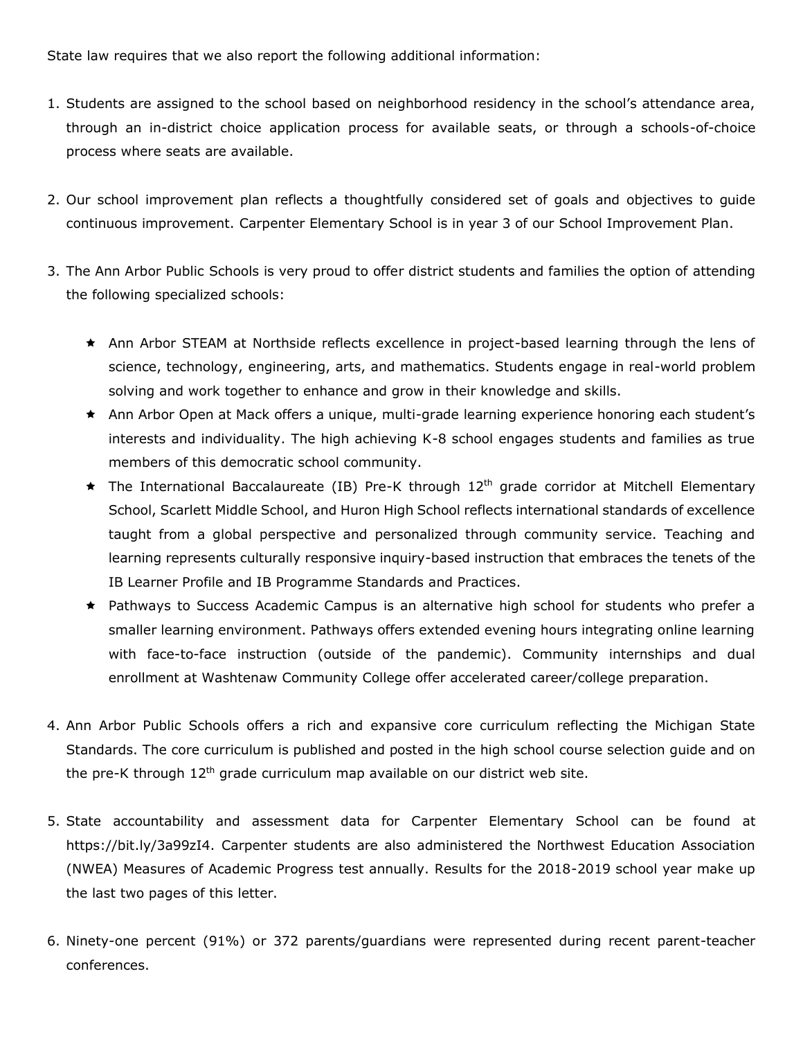State law requires that we also report the following additional information:

1. Students are assigned to the school based on neighborhood residency in the school's attendance area, through an in-district choice application process for available seats, or through a schools-of-choice process where seats are available.

2. Our school improvement plan reflects a thoughtfully considered set of goals and objectives to guide continuous improvement. Carpenter Elementary School is in year 3 of our School Improvement Plan.

3. The Ann Arbor Public Schools is very proud to offer district students and families the option of attending the following specialized schools:

   ★ Ann Arbor STEAM at Northside reflects excellence in project-based learning through the lens of science, technology, engineering, arts, and mathematics. Students engage in real-world problem solving and work together to enhance and grow in their knowledge and skills.
   
   ★ Ann Arbor Open at Mack offers a unique, multi-grade learning experience honoring each student's interests and individuality. The high achieving K-8 school engages students and families as true members of this democratic school community.
   
   ★ The International Baccalaureate (IB) Pre-K through 12th grade corridor at Mitchell Elementary School, Scarlett Middle School, and Huron High School reflects international standards of excellence taught from a global perspective and personalized through community service. Teaching and learning represents culturally responsive inquiry-based instruction that embraces the tenets of the IB Learner Profile and IB Programme Standards and Practices.
   
   ★ Pathways to Success Academic Campus is an alternative high school for students who prefer a smaller learning environment. Pathways offers extended evening hours integrating online learning with face-to-face instruction (outside of the pandemic). Community internships and dual enrollment at Washtenaw Community College offer accelerated career/college preparation.

4. Ann Arbor Public Schools offers a rich and expansive core curriculum reflecting the Michigan State Standards. The core curriculum is published and posted in the high school course selection guide and on the pre-K through 12th grade curriculum map available on our district web site.

5. State accountability and assessment data for Carpenter Elementary School can be found at https://bit.ly/3a99zI4. Carpenter students are also administered the Northwest Education Association (NWEA) Measures of Academic Progress test annually. Results for the 2018-2019 school year make up the last two pages of this letter.

6. Ninety-one percent (91%) or 372 parents/guardians were represented during recent parent-teacher conferences.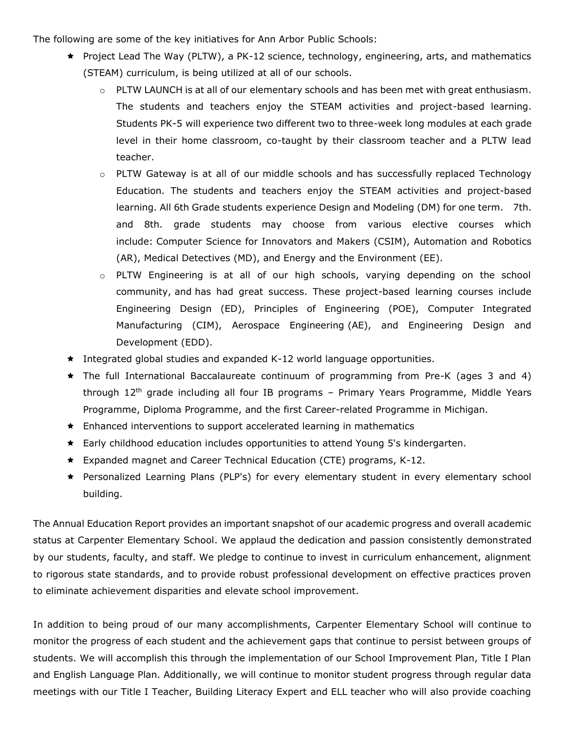The following are some of the key initiatives for Ann Arbor Public Schools:

- Project Lead The Way (PLTW), a PK-12 science, technology, engineering, arts, and mathematics (STEAM) curriculum, is being utilized at all of our schools.
  - PLTW LAUNCH is at all of our elementary schools and has been met with great enthusiasm. The students and teachers enjoy the STEAM activities and project-based learning. Students PK-5 will experience two different two to three-week long modules at each grade level in their home classroom, co-taught by their classroom teacher and a PLTW lead teacher.
  - PLTW Gateway is at all of our middle schools and has successfully replaced Technology Education. The students and teachers enjoy the STEAM activities and project-based learning. All 6th Grade students experience Design and Modeling (DM) for one term. 7th. and 8th. grade students may choose from various elective courses which include: Computer Science for Innovators and Makers (CSIM), Automation and Robotics (AR), Medical Detectives (MD), and Energy and the Environment (EE).
  - PLTW Engineering is at all of our high schools, varying depending on the school community, and has had great success. These project-based learning courses include Engineering Design (ED), Principles of Engineering (POE), Computer Integrated Manufacturing (CIM), Aerospace Engineering (AE), and Engineering Design and Development (EDD).
- Integrated global studies and expanded K-12 world language opportunities.
- The full International Baccalaureate continuum of programming from Pre-K (ages 3 and 4) through 12th grade including all four IB programs – Primary Years Programme, Middle Years Programme, Diploma Programme, and the first Career-related Programme in Michigan.
- Enhanced interventions to support accelerated learning in mathematics
- Early childhood education includes opportunities to attend Young 5's kindergarten.
- Expanded magnet and Career Technical Education (CTE) programs, K-12.
- Personalized Learning Plans (PLP's) for every elementary student in every elementary school building.

The Annual Education Report provides an important snapshot of our academic progress and overall academic status at Carpenter Elementary School. We applaud the dedication and passion consistently demonstrated by our students, faculty, and staff. We pledge to continue to invest in curriculum enhancement, alignment to rigorous state standards, and to provide robust professional development on effective practices proven to eliminate achievement disparities and elevate school improvement.

In addition to being proud of our many accomplishments, Carpenter Elementary School will continue to monitor the progress of each student and the achievement gaps that continue to persist between groups of students. We will accomplish this through the implementation of our School Improvement Plan, Title I Plan and English Language Plan. Additionally, we will continue to monitor student progress through regular data meetings with our Title I Teacher, Building Literacy Expert and ELL teacher who will also provide coaching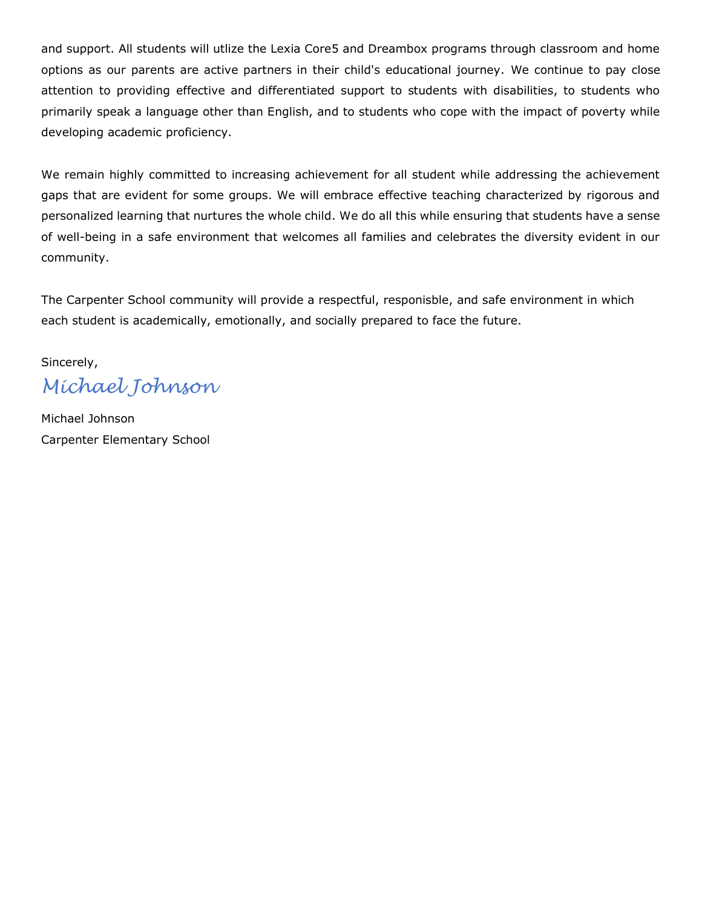and support. All students will utlize the Lexia Core5 and Dreambox programs through classroom and home options as our parents are active partners in their child's educational journey. We continue to pay close attention to providing effective and differentiated support to students with disabilities, to students who primarily speak a language other than English, and to students who cope with the impact of poverty while developing academic proficiency.

We remain highly committed to increasing achievement for all student while addressing the achievement gaps that are evident for some groups. We will embrace effective teaching characterized by rigorous and personalized learning that nurtures the whole child. We do all this while ensuring that students have a sense of well-being in a safe environment that welcomes all families and celebrates the diversity evident in our community.

The Carpenter School community will provide a respectful, responisble, and safe environment in which each student is academically, emotionally, and socially prepared to face the future.

Sincerely,

*Michael Johnson*

Michael Johnson
Carpenter Elementary School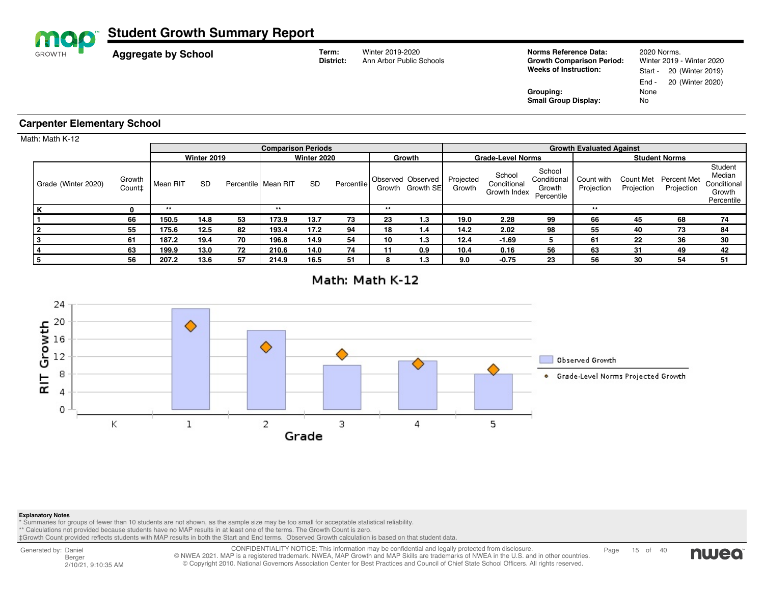# Student Growth Summary Report

## Aggregate by School

**Term:** Winter 2019-2020
**District:** Ann Arbor Public Schools

**Norms Reference Data:** 2020 Norms.
**Growth Comparison Period:** Winter 2019 - Winter 2020
**Weeks of Instruction:** Start - 20 (Winter 2019)
End - 20 (Winter 2020)
**Grouping:** None
**Small Group Display:** No

## Carpenter Elementary School

Math: Math K-12

| | | Comparison Periods | | | | | | | | Growth Evaluated Against | | | | | | |
|---|---|---|---|---|---|---|---|---|---|---|---|---|---|---|---|---|
| | | Winter 2019 | | | Winter 2020 | | | Growth | | Grade-Level Norms | | | Student Norms | | | |
| Grade (Winter 2020) | Growth Count‡ | Mean RIT | SD | Percentile | Mean RIT | SD | Percentile | Observed Growth | Observed Growth SE | Projected Growth | School Conditional Growth Index | School Conditional Growth Percentile | Count with Projection | Count Met Projection | Percent Met Projection | Student Median Conditional Growth Percentile |
| K | 0 | ** | | | ** | | | ** | | | | | ** | | | |
| 1 | 66 | 150.5 | 14.8 | 53 | 173.9 | 13.7 | 73 | 23 | 1.3 | 19.0 | 2.28 | 99 | 66 | 45 | 68 | 74 |
| 2 | 55 | 175.6 | 12.5 | 82 | 193.4 | 17.2 | 94 | 18 | 1.4 | 14.2 | 2.02 | 98 | 55 | 40 | 73 | 84 |
| 3 | 61 | 187.2 | 19.4 | 70 | 196.8 | 14.9 | 54 | 10 | 1.3 | 12.4 | -1.69 | 5 | 61 | 22 | 36 | 30 |
| 4 | 63 | 199.9 | 13.0 | 72 | 210.6 | 14.0 | 74 | 11 | 0.9 | 10.4 | 0.16 | 56 | 63 | 31 | 49 | 42 |
| 5 | 56 | 207.2 | 13.6 | 57 | 214.9 | 16.5 | 51 | 8 | 1.3 | 9.0 | -0.75 | 23 | 56 | 30 | 54 | 51 |

**Explanatory Notes**
* Summaries for groups of fewer than 10 students are not shown, as the sample size may be too small for acceptable statistical reliability.
** Calculations not provided because students have no MAP results in at least one of the terms. The Growth Count is zero.
‡Growth Count provided reflects students with MAP results in both the Start and End terms. Observed Growth calculation is based on that student data.

Generated by: Daniel Berger 2/10/21, 9:10:35 AM

CONFIDENTIALITY NOTICE: This information may be confidential and legally protected from disclosure.
© NWEA 2021. MAP is a registered trademark. NWEA, MAP Growth and MAP Skills are trademarks of NWEA in the U.S. and in other countries.
© Copyright 2010. National Governors Association Center for Best Practices and Council of Chief State School Officers. All rights reserved.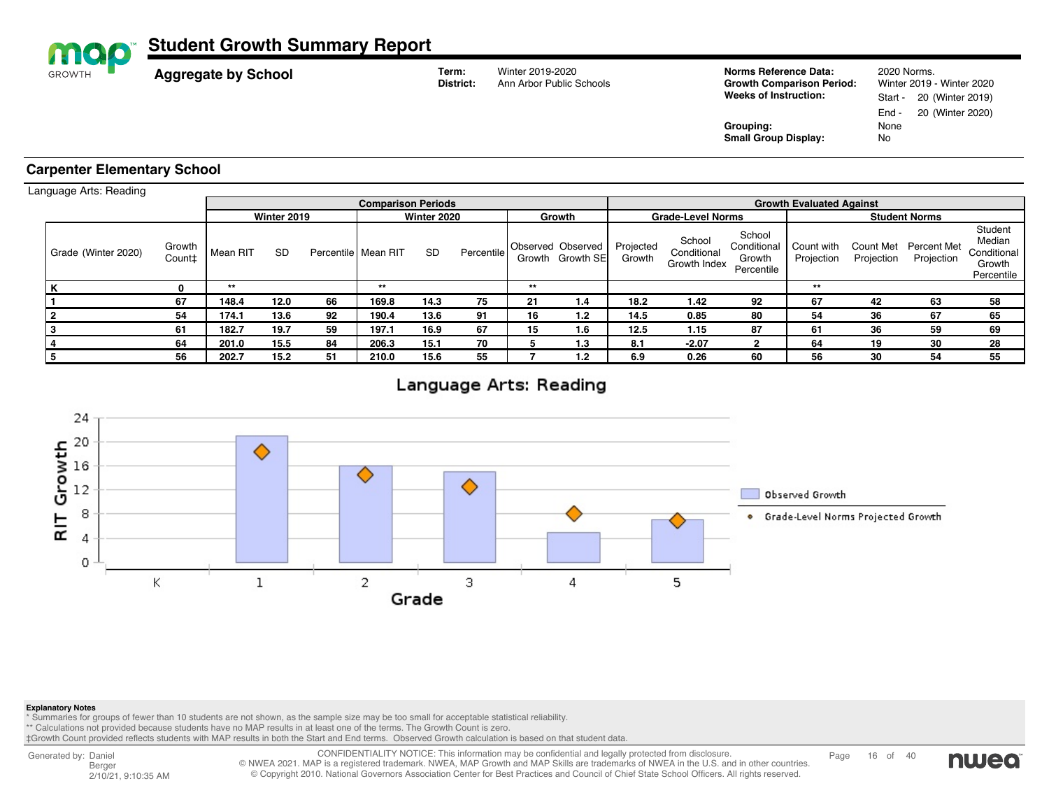# Student Growth Summary Report

## Aggregate by School

**Term:** Winter 2019-2020
**District:** Ann Arbor Public Schools

**Norms Reference Data:** 2020 Norms.
**Growth Comparison Period:** Winter 2019 - Winter 2020
**Weeks of Instruction:** Start - 20 (Winter 2019)
End - 20 (Winter 2020)
**Grouping:** None
**Small Group Display:** No

## Carpenter Elementary School

Language Arts: Reading

| | | Comparison Periods | | | | | | | | Growth Evaluated Against | | | | | | |
|---|---|---|---|---|---|---|---|---|---|---|---|---|---|---|---|---|
| | | Winter 2019 | | | Winter 2020 | | | Growth | | Grade-Level Norms | | | Student Norms | | | |
| Grade (Winter 2020) | Growth Count‡ | Mean RIT | SD | Percentile | Mean RIT | SD | Percentile | Observed Growth | Observed Growth SE | Projected Growth | School Conditional Growth Index | School Conditional Growth Percentile | Count with Projection | Count Met Projection | Percent Met Projection | Student Median Conditional Growth Percentile |
| K | 0 | ** | | | ** | | | ** | | | | | ** | | | |
| 1 | 67 | 148.4 | 12.0 | 66 | 169.8 | 14.3 | 75 | 21 | 1.4 | 18.2 | 1.42 | 92 | 67 | 42 | 63 | 58 |
| 2 | 54 | 174.1 | 13.6 | 92 | 190.4 | 13.6 | 91 | 16 | 1.2 | 14.5 | 0.85 | 80 | 54 | 36 | 67 | 65 |
| 3 | 61 | 182.7 | 19.7 | 59 | 197.1 | 16.9 | 67 | 15 | 1.6 | 12.5 | 1.15 | 87 | 61 | 36 | 59 | 69 |
| 4 | 64 | 201.0 | 15.5 | 84 | 206.3 | 15.1 | 70 | 5 | 1.3 | 8.1 | -2.07 | 2 | 64 | 19 | 30 | 28 |
| 5 | 56 | 202.7 | 15.2 | 51 | 210.0 | 15.6 | 55 | 7 | 1.2 | 6.9 | 0.26 | 60 | 56 | 30 | 54 | 55 |

Language Arts: Reading

RIT Growth

0
4
8
12
16
20
24

K
1
2
3
4
5

Grade

Observed Growth

Grade-Level Norms Projected Growth

**Explanatory Notes**
* Summaries for groups of fewer than 10 students are not shown, as the sample size may be too small for acceptable statistical reliability.
** Calculations not provided because students have no MAP results in at least one of the terms. The Growth Count is zero.
‡Growth Count provided reflects students with MAP results in both the Start and End terms. Observed Growth calculation is based on that student data.

Generated by: Daniel Berger 2/10/21, 9:10:35 AM

CONFIDENTIALITY NOTICE: This information may be confidential and legally protected from disclosure.
© NWEA 2021. MAP is a registered trademark. NWEA, MAP Growth and MAP Skills are trademarks of NWEA in the U.S. and in other countries.
© Copyright 2010. National Governors Association Center for Best Practices and Council of Chief State School Officers. All rights reserved.